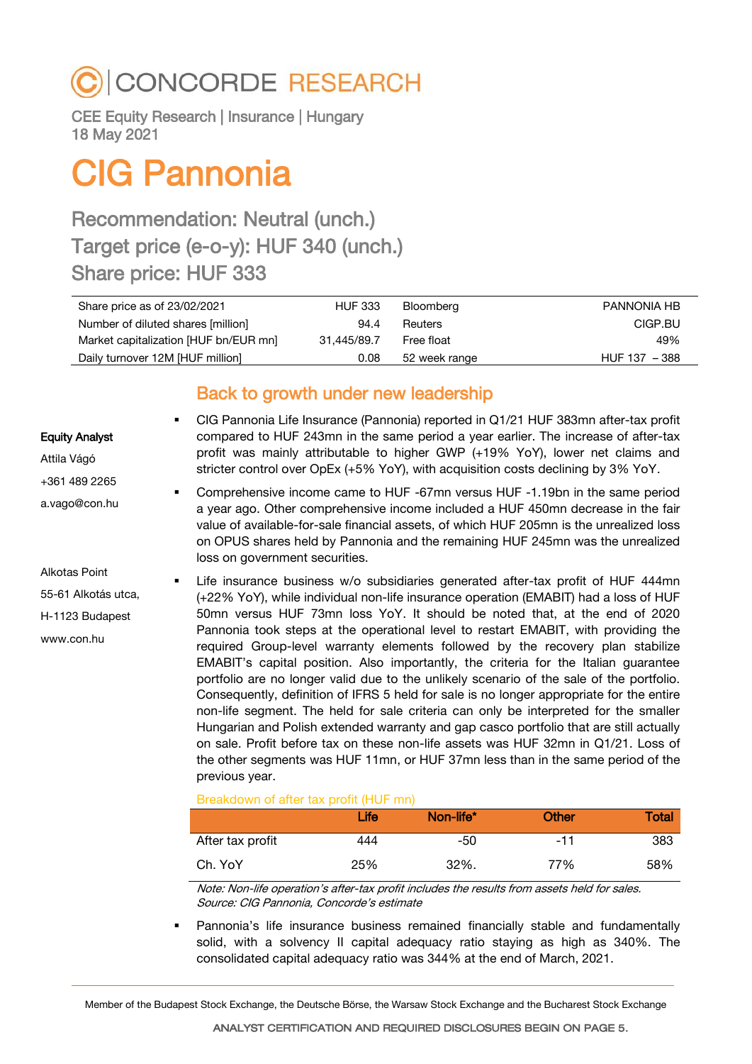# CONCORDE RESEARCH

CEE Equity Research | Insurance | Hungary
18 May 2021

# CIG Pannonia

## Recommendation: Neutral (unch.)
## Target price (e-o-y): HUF 340 (unch.)
## Share price: HUF 333

| | | | |
|---|---|---|---|
| Share price as of 23/02/2021 | HUF 333 | Bloomberg | PANNONIA HB |
| Number of diluted shares [million] | 94.4 | Reuters | CIGP.BU |
| Market capitalization [HUF bn/EUR mn] | 31,445/89.7 | Free float | 49% |
| Daily turnover 12M [HUF million] | 0.08 | 52 week range | HUF 137 – 388 |

**Equity Analyst**

Attila Vágó

+361 489 2265

a.vago@con.hu

Alkotas Point

55-61 Alkotás utca,

H-1123 Budapest

www.con.hu

## Back to growth under new leadership

- CIG Pannonia Life Insurance (Pannonia) reported in Q1/21 HUF 383mn after-tax profit compared to HUF 243mn in the same period a year earlier. The increase of after-tax profit was mainly attributable to higher GWP (+19% YoY), lower net claims and stricter control over OpEx (+5% YoY), with acquisition costs declining by 3% YoY.
- Comprehensive income came to HUF -67mn versus HUF -1.19bn in the same period a year ago. Other comprehensive income included a HUF 450mn decrease in the fair value of available-for-sale financial assets, of which HUF 205mn is the unrealized loss on OPUS shares held by Pannonia and the remaining HUF 245mn was the unrealized loss on government securities.
- Life insurance business w/o subsidiaries generated after-tax profit of HUF 444mn (+22% YoY), while individual non-life insurance operation (EMABIT) had a loss of HUF 50mn versus HUF 73mn loss YoY. It should be noted that, at the end of 2020 Pannonia took steps at the operational level to restart EMABIT, with providing the required Group-level warranty elements followed by the recovery plan stabilize EMABIT's capital position. Also importantly, the criteria for the Italian guarantee portfolio are no longer valid due to the unlikely scenario of the sale of the portfolio. Consequently, definition of IFRS 5 held for sale is no longer appropriate for the entire non-life segment. The held for sale criteria can only be interpreted for the smaller Hungarian and Polish extended warranty and gap casco portfolio that are still actually on sale. Profit before tax on these non-life assets was HUF 32mn in Q1/21. Loss of the other segments was HUF 11mn, or HUF 37mn less than in the same period of the previous year.

Breakdown of after tax profit (HUF mn)

| | Life | Non-life* | Other | Total |
|---|---|---|---|---|
| After tax profit | 444 | -50 | -11 | 383 |
| Ch. YoY | 25% | 32%. | 77% | 58% |

*Note: Non-life operation's after-tax profit includes the results from assets held for sales.*
*Source: CIG Pannonia, Concorde's estimate*

- Pannonia's life insurance business remained financially stable and fundamentally solid, with a solvency II capital adequacy ratio staying as high as 340%. The consolidated capital adequacy ratio was 344% at the end of March, 2021.

Member of the Budapest Stock Exchange, the Deutsche Börse, the Warsaw Stock Exchange and the Bucharest Stock Exchange

ANALYST CERTIFICATION AND REQUIRED DISCLOSURES BEGIN ON PAGE 5.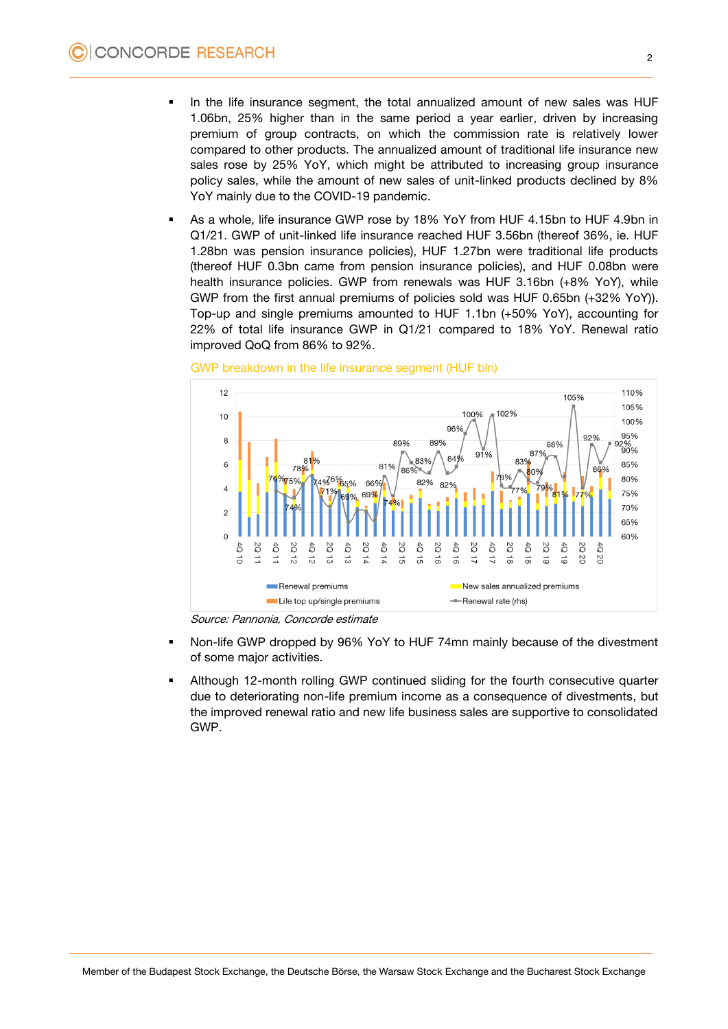- In the life insurance segment, the total annualized amount of new sales was HUF 1.06bn, 25% higher than in the same period a year earlier, driven by increasing premium of group contracts, on which the commission rate is relatively lower compared to other products. The annualized amount of traditional life insurance new sales rose by 25% YoY, which might be attributed to increasing group insurance policy sales, while the amount of new sales of unit-linked products declined by 8% YoY mainly due to the COVID-19 pandemic.
- As a whole, life insurance GWP rose by 18% YoY from HUF 4.15bn to HUF 4.9bn in Q1/21. GWP of unit-linked life insurance reached HUF 3.56bn (thereof 36%, ie. HUF 1.28bn was pension insurance policies), HUF 1.27bn were traditional life products (thereof HUF 0.3bn came from pension insurance policies), and HUF 0.08bn were health insurance policies. GWP from renewals was HUF 3.16bn (+8% YoY), while GWP from the first annual premiums of policies sold was HUF 0.65bn (+32% YoY)). Top-up and single premiums amounted to HUF 1.1bn (+50% YoY), accounting for 22% of total life insurance GWP in Q1/21 compared to 18% YoY. Renewal ratio improved QoQ from 86% to 92%.

GWP breakdown in the life insurance segment (HUF bln)

*Source: Pannonia, Concorde estimate*

- Non-life GWP dropped by 96% YoY to HUF 74mn mainly because of the divestment of some major activities.
- Although 12-month rolling GWP continued sliding for the fourth consecutive quarter due to deteriorating non-life premium income as a consequence of divestments, but the improved renewal ratio and new life business sales are supportive to consolidated GWP.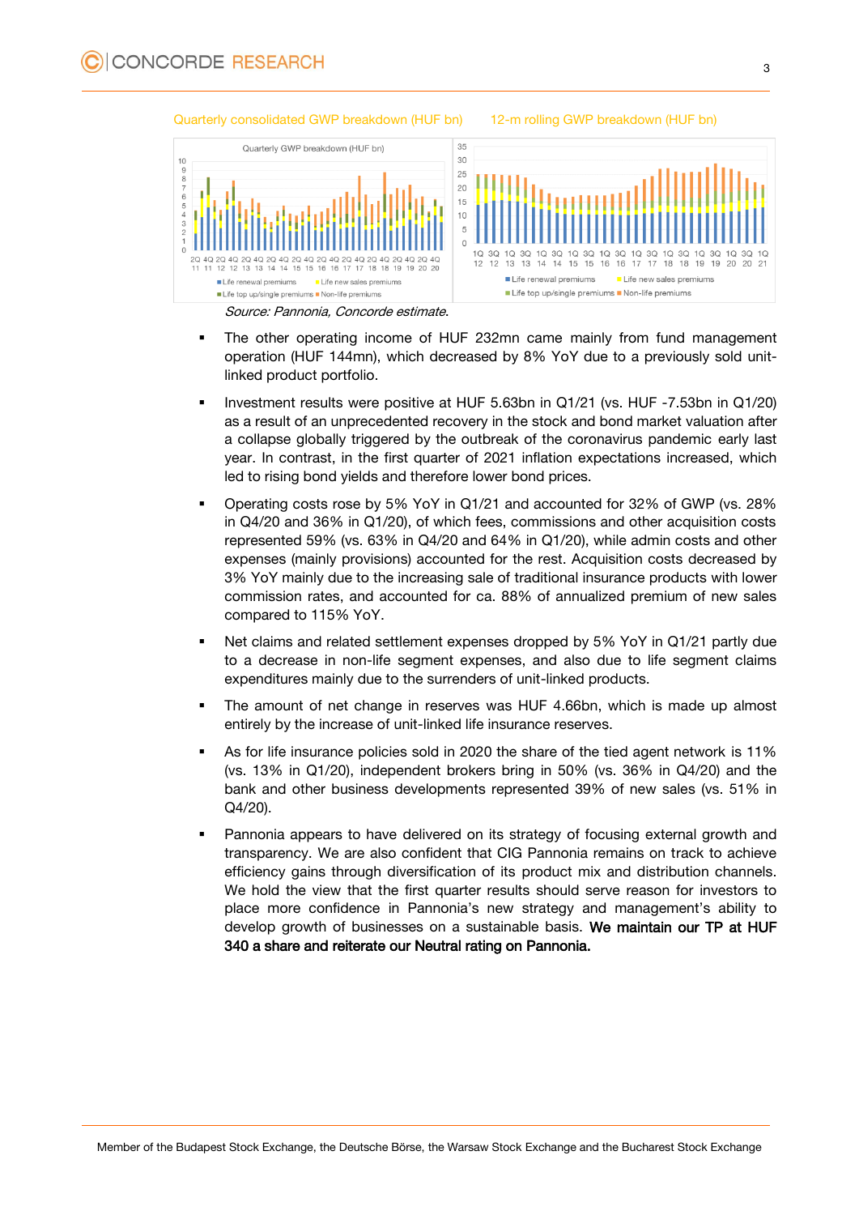Quarterly consolidated GWP breakdown (HUF bn)

12-m rolling GWP breakdown (HUF bn)

Source: Pannonia, Concorde estimate.

- The other operating income of HUF 232mn came mainly from fund management operation (HUF 144mn), which decreased by 8% YoY due to a previously sold unit-linked product portfolio.
- Investment results were positive at HUF 5.63bn in Q1/21 (vs. HUF -7.53bn in Q1/20) as a result of an unprecedented recovery in the stock and bond market valuation after a collapse globally triggered by the outbreak of the coronavirus pandemic early last year. In contrast, in the first quarter of 2021 inflation expectations increased, which led to rising bond yields and therefore lower bond prices.
- Operating costs rose by 5% YoY in Q1/21 and accounted for 32% of GWP (vs. 28% in Q4/20 and 36% in Q1/20), of which fees, commissions and other acquisition costs represented 59% (vs. 63% in Q4/20 and 64% in Q1/20), while admin costs and other expenses (mainly provisions) accounted for the rest. Acquisition costs decreased by 3% YoY mainly due to the increasing sale of traditional insurance products with lower commission rates, and accounted for ca. 88% of annualized premium of new sales compared to 115% YoY.
- Net claims and related settlement expenses dropped by 5% YoY in Q1/21 partly due to a decrease in non-life segment expenses, and also due to life segment claims expenditures mainly due to the surrenders of unit-linked products.
- The amount of net change in reserves was HUF 4.66bn, which is made up almost entirely by the increase of unit-linked life insurance reserves.
- As for life insurance policies sold in 2020 the share of the tied agent network is 11% (vs. 13% in Q1/20), independent brokers bring in 50% (vs. 36% in Q4/20) and the bank and other business developments represented 39% of new sales (vs. 51% in Q4/20).
- Pannonia appears to have delivered on its strategy of focusing external growth and transparency. We are also confident that CIG Pannonia remains on track to achieve efficiency gains through diversification of its product mix and distribution channels. We hold the view that the first quarter results should serve reason for investors to place more confidence in Pannonia's new strategy and management's ability to develop growth of businesses on a sustainable basis. **We maintain our TP at HUF 340 a share and reiterate our Neutral rating on Pannonia.**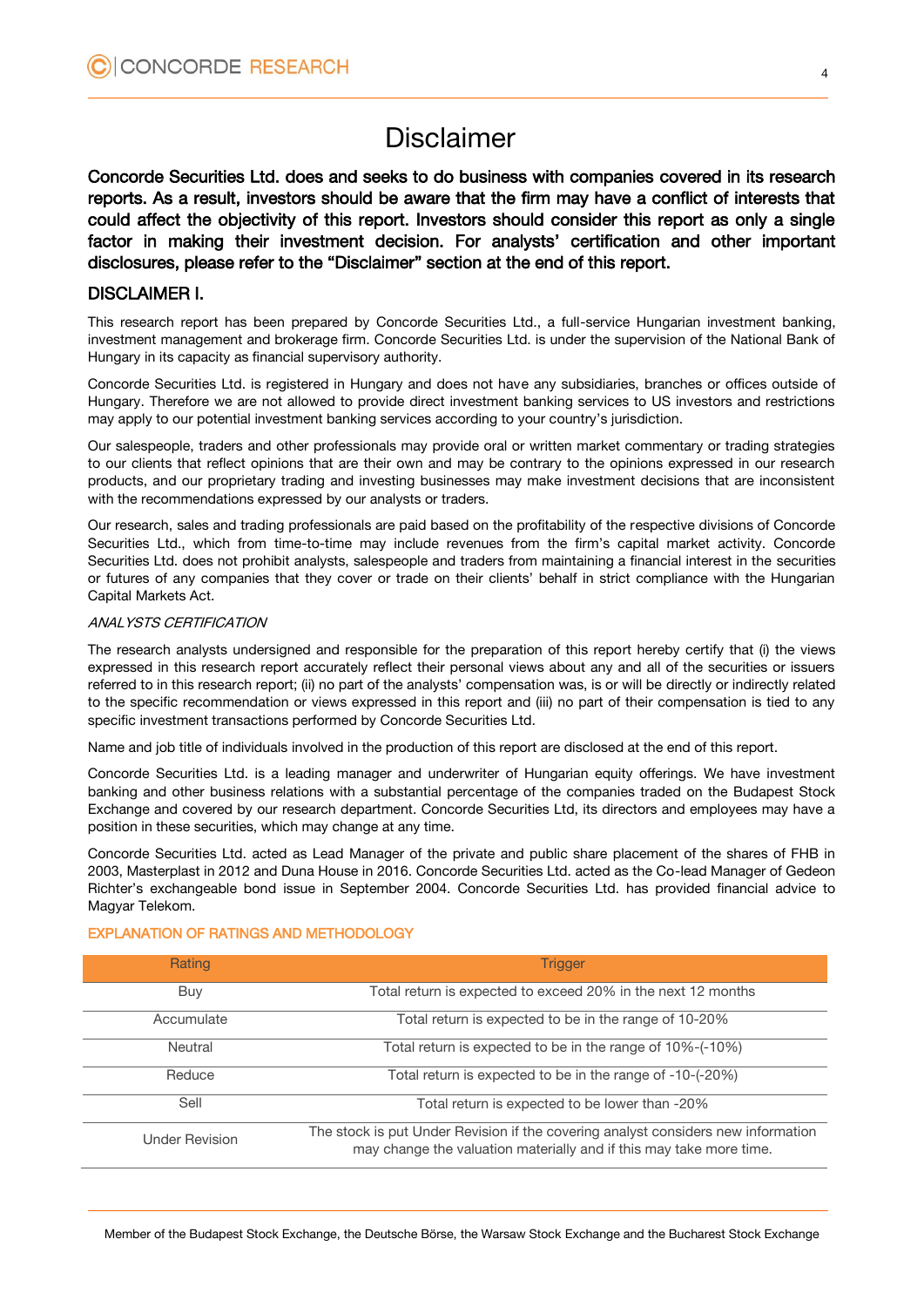# Disclaimer

**Concorde Securities Ltd. does and seeks to do business with companies covered in its research reports. As a result, investors should be aware that the firm may have a conflict of interests that could affect the objectivity of this report. Investors should consider this report as only a single factor in making their investment decision. For analysts' certification and other important disclosures, please refer to the "Disclaimer" section at the end of this report.**

## DISCLAIMER I.

This research report has been prepared by Concorde Securities Ltd., a full-service Hungarian investment banking, investment management and brokerage firm. Concorde Securities Ltd. is under the supervision of the National Bank of Hungary in its capacity as financial supervisory authority.

Concorde Securities Ltd. is registered in Hungary and does not have any subsidiaries, branches or offices outside of Hungary. Therefore we are not allowed to provide direct investment banking services to US investors and restrictions may apply to our potential investment banking services according to your country's jurisdiction.

Our salespeople, traders and other professionals may provide oral or written market commentary or trading strategies to our clients that reflect opinions that are their own and may be contrary to the opinions expressed in our research products, and our proprietary trading and investing businesses may make investment decisions that are inconsistent with the recommendations expressed by our analysts or traders.

Our research, sales and trading professionals are paid based on the profitability of the respective divisions of Concorde Securities Ltd., which from time-to-time may include revenues from the firm's capital market activity. Concorde Securities Ltd. does not prohibit analysts, salespeople and traders from maintaining a financial interest in the securities or futures of any companies that they cover or trade on their clients' behalf in strict compliance with the Hungarian Capital Markets Act.

*ANALYSTS CERTIFICATION*

The research analysts undersigned and responsible for the preparation of this report hereby certify that (i) the views expressed in this research report accurately reflect their personal views about any and all of the securities or issuers referred to in this research report; (ii) no part of the analysts' compensation was, is or will be directly or indirectly related to the specific recommendation or views expressed in this report and (iii) no part of their compensation is tied to any specific investment transactions performed by Concorde Securities Ltd.

Name and job title of individuals involved in the production of this report are disclosed at the end of this report.

Concorde Securities Ltd. is a leading manager and underwriter of Hungarian equity offerings. We have investment banking and other business relations with a substantial percentage of the companies traded on the Budapest Stock Exchange and covered by our research department. Concorde Securities Ltd, its directors and employees may have a position in these securities, which may change at any time.

Concorde Securities Ltd. acted as Lead Manager of the private and public share placement of the shares of FHB in 2003, Masterplast in 2012 and Duna House in 2016. Concorde Securities Ltd. acted as the Co-lead Manager of Gedeon Richter's exchangeable bond issue in September 2004. Concorde Securities Ltd. has provided financial advice to Magyar Telekom.

### EXPLANATION OF RATINGS AND METHODOLOGY

| Rating | Trigger |
|---|---|
| Buy | Total return is expected to exceed 20% in the next 12 months |
| Accumulate | Total return is expected to be in the range of 10-20% |
| Neutral | Total return is expected to be in the range of 10%-(-10%) |
| Reduce | Total return is expected to be in the range of -10-(-20%) |
| Sell | Total return is expected to be lower than -20% |
| Under Revision | The stock is put Under Revision if the covering analyst considers new information may change the valuation materially and if this may take more time. |

Member of the Budapest Stock Exchange, the Deutsche Börse, the Warsaw Stock Exchange and the Bucharest Stock Exchange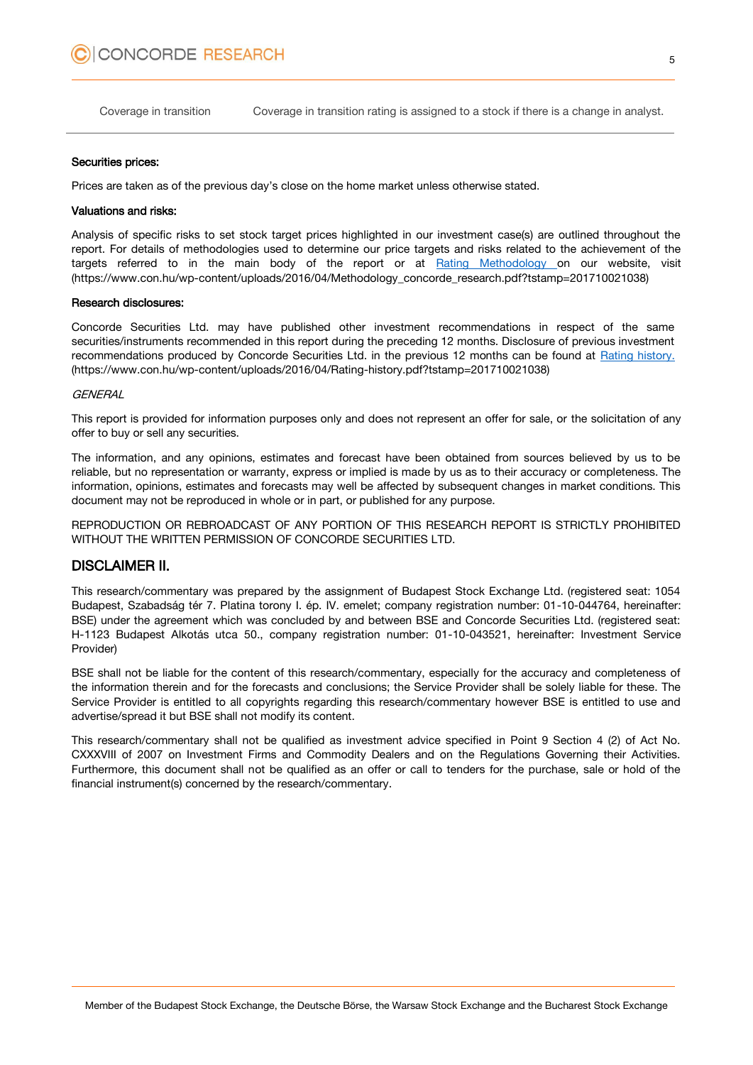| | |
|---|---|
| Coverage in transition | Coverage in transition rating is assigned to a stock if there is a change in analyst. |

**Securities prices:**

Prices are taken as of the previous day's close on the home market unless otherwise stated.

**Valuations and risks:**

Analysis of specific risks to set stock target prices highlighted in our investment case(s) are outlined throughout the report. For details of methodologies used to determine our price targets and risks related to the achievement of the targets referred to in the main body of the report or at [Rating Methodology](https://www.con.hu/wp-content/uploads/2016/04/Methodology_concorde_research.pdf?tstamp=201710021038) on our website, visit (https://www.con.hu/wp-content/uploads/2016/04/Methodology_concorde_research.pdf?tstamp=201710021038)

**Research disclosures:**

Concorde Securities Ltd. may have published other investment recommendations in respect of the same securities/instruments recommended in this report during the preceding 12 months. Disclosure of previous investment recommendations produced by Concorde Securities Ltd. in the previous 12 months can be found at [Rating history.](https://www.con.hu/wp-content/uploads/2016/04/Rating-history.pdf?tstamp=201710021038) (https://www.con.hu/wp-content/uploads/2016/04/Rating-history.pdf?tstamp=201710021038)

*GENERAL*

This report is provided for information purposes only and does not represent an offer for sale, or the solicitation of any offer to buy or sell any securities.

The information, and any opinions, estimates and forecast have been obtained from sources believed by us to be reliable, but no representation or warranty, express or implied is made by us as to their accuracy or completeness. The information, opinions, estimates and forecasts may well be affected by subsequent changes in market conditions. This document may not be reproduced in whole or in part, or published for any purpose.

REPRODUCTION OR REBROADCAST OF ANY PORTION OF THIS RESEARCH REPORT IS STRICTLY PROHIBITED WITHOUT THE WRITTEN PERMISSION OF CONCORDE SECURITIES LTD.

## DISCLAIMER II.

This research/commentary was prepared by the assignment of Budapest Stock Exchange Ltd. (registered seat: 1054 Budapest, Szabadság tér 7. Platina torony I. ép. IV. emelet; company registration number: 01-10-044764, hereinafter: BSE) under the agreement which was concluded by and between BSE and Concorde Securities Ltd. (registered seat: H-1123 Budapest Alkotás utca 50., company registration number: 01-10-043521, hereinafter: Investment Service Provider)

BSE shall not be liable for the content of this research/commentary, especially for the accuracy and completeness of the information therein and for the forecasts and conclusions; the Service Provider shall be solely liable for these. The Service Provider is entitled to all copyrights regarding this research/commentary however BSE is entitled to use and advertise/spread it but BSE shall not modify its content.

This research/commentary shall not be qualified as investment advice specified in Point 9 Section 4 (2) of Act No. CXXXVIII of 2007 on Investment Firms and Commodity Dealers and on the Regulations Governing their Activities. Furthermore, this document shall not be qualified as an offer or call to tenders for the purchase, sale or hold of the financial instrument(s) concerned by the research/commentary.